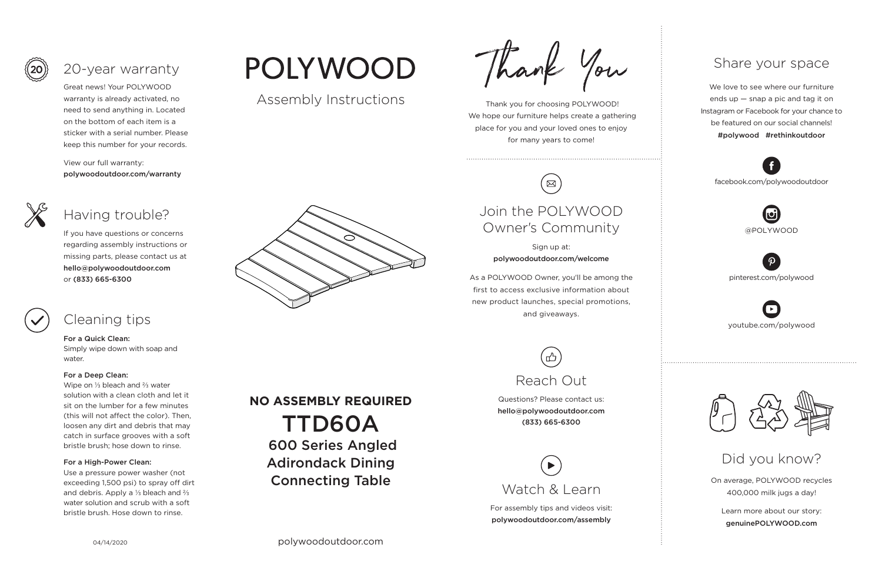## 20-year warranty

Great news! Your POLYWOOD warranty is already activated, no need to send anything in. Located on the bottom of each item is a sticker with a serial number. Please keep this number for your records.

View our full warranty:
**polywoodoutdoor.com/warranty**

## Having trouble?

If you have questions or concerns regarding assembly instructions or missing parts, please contact us at **hello@polywoodoutdoor.com** or **(833) 665-6300**

## Cleaning tips

**For a Quick Clean:**
Simply wipe down with soap and water.

**For a Deep Clean:**
Wipe on ⅓ bleach and ⅔ water solution with a clean cloth and let it sit on the lumber for a few minutes (this will not affect the color). Then, loosen any dirt and debris that may catch in surface grooves with a soft bristle brush; hose down to rinse.

**For a High-Power Clean:**
Use a pressure power washer (not exceeding 1,500 psi) to spray off dirt and debris. Apply a ⅓ bleach and ⅔ water solution and scrub with a soft bristle brush. Hose down to rinse.

04/14/2020

# POLYWOOD

Assembly Instructions

**NO ASSEMBLY REQUIRED**

# TTD60A

## 600 Series Angled Adirondack Dining Connecting Table

polywoodoutdoor.com

## Thank You

Thank you for choosing POLYWOOD! We hope our furniture helps create a gathering place for you and your loved ones to enjoy for many years to come!

## Join the POLYWOOD Owner's Community

Sign up at:
**polywoodoutdoor.com/welcome**

As a POLYWOOD Owner, you'll be among the first to access exclusive information about new product launches, special promotions, and giveaways.

## Reach Out

Questions? Please contact us:
**hello@polywoodoutdoor.com**
**(833) 665-6300**

## Watch & Learn

For assembly tips and videos visit:
**polywoodoutdoor.com/assembly**

## Share your space

We love to see where our furniture ends up — snap a pic and tag it on Instagram or Facebook for your chance to be featured on our social channels!
**#polywood #rethinkoutdoor**

facebook.com/polywoodoutdoor

@POLYWOOD

pinterest.com/polywood

youtube.com/polywood

## Did you know?

On average, POLYWOOD recycles 400,000 milk jugs a day!

Learn more about our story:
**genuinePOLYWOOD.com**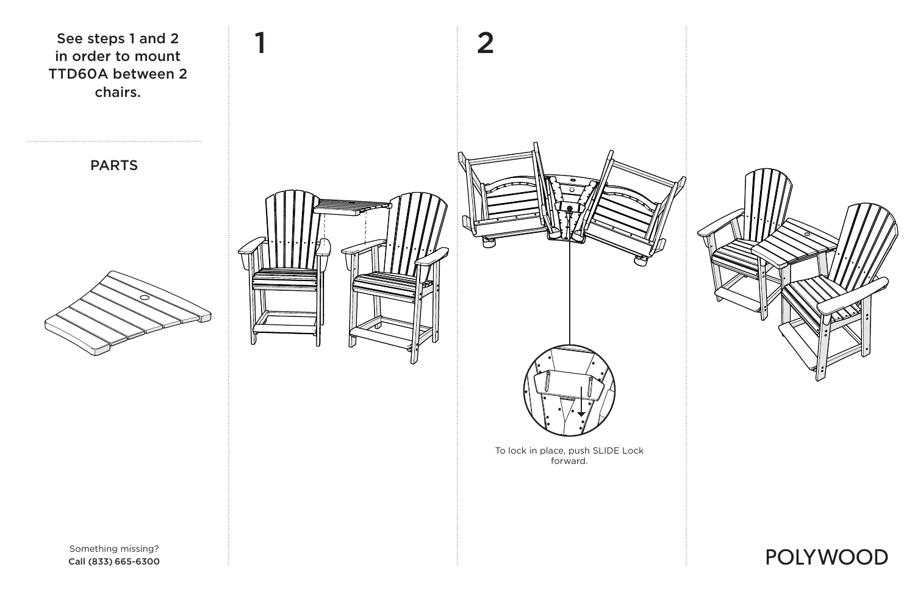See steps 1 and 2 in order to mount TTD60A between 2 chairs.

## PARTS

Something missing?
**Call (833) 665-6300**

## 1

## 2

To lock in place, push SLIDE Lock forward.

POLYWOOD